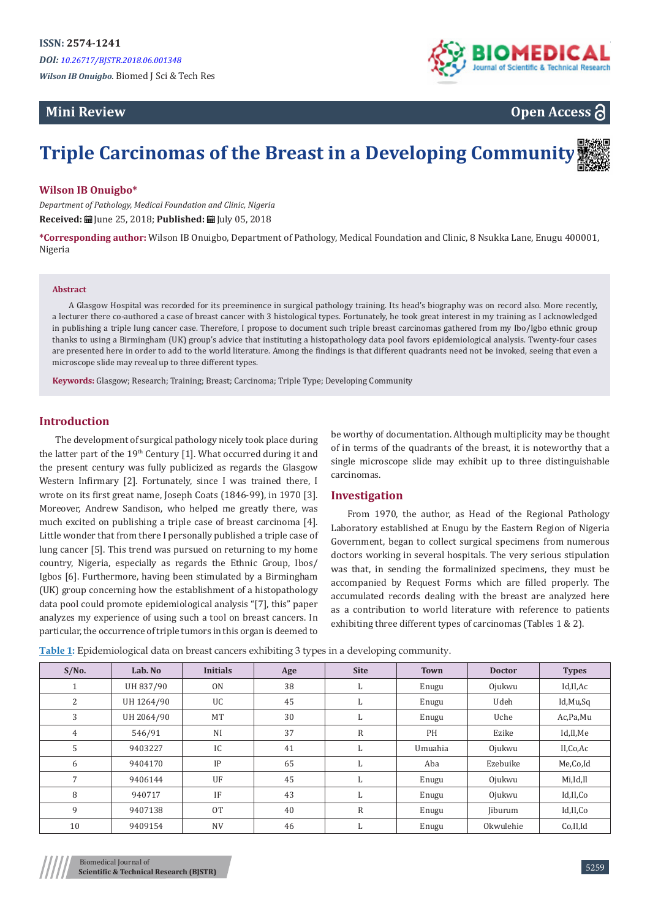ISSN: 2574-1241

DOI: 10.26717/BJSTR.2018.06.001348

*Wilson IB Onuigbo.* Biomed J Sci & Tech Res

**Mini Review**

**Open Access**

# Triple Carcinomas of the Breast in a Developing Community

**Wilson IB Onuigbo***

*Department of Pathology, Medical Foundation and Clinic, Nigeria*

**Received:** June 25, 2018; **Published:** July 05, 2018

***Corresponding author:** Wilson IB Onuigbo, Department of Pathology, Medical Foundation and Clinic, 8 Nsukka Lane, Enugu 400001, Nigeria

**Abstract**

A Glasgow Hospital was recorded for its preeminence in surgical pathology training. Its head's biography was on record also. More recently, a lecturer there co-authored a case of breast cancer with 3 histological types. Fortunately, he took great interest in my training as I acknowledged in publishing a triple lung cancer case. Therefore, I propose to document such triple breast carcinomas gathered from my Ibo/Igbo ethnic group thanks to using a Birmingham (UK) group's advice that instituting a histopathology data pool favors epidemiological analysis. Twenty-four cases are presented here in order to add to the world literature. Among the findings is that different quadrants need not be invoked, seeing that even a microscope slide may reveal up to three different types.

**Keywords:** Glasgow; Research; Training; Breast; Carcinoma; Triple Type; Developing Community

## Introduction

The development of surgical pathology nicely took place during the latter part of the 19th Century [1]. What occurred during it and the present century was fully publicized as regards the Glasgow Western Infirmary [2]. Fortunately, since I was trained there, I wrote on its first great name, Joseph Coats (1846-99), in 1970 [3]. Moreover, Andrew Sandison, who helped me greatly there, was much excited on publishing a triple case of breast carcinoma [4]. Little wonder that from there I personally published a triple case of lung cancer [5]. This trend was pursued on returning to my home country, Nigeria, especially as regards the Ethnic Group, Ibos/Igbos [6]. Furthermore, having been stimulated by a Birmingham (UK) group concerning how the establishment of a histopathology data pool could promote epidemiological analysis "[7], this" paper analyzes my experience of using such a tool on breast cancers. In particular, the occurrence of triple tumors in this organ is deemed to be worthy of documentation. Although multiplicity may be thought of in terms of the quadrants of the breast, it is noteworthy that a single microscope slide may exhibit up to three distinguishable carcinomas.

## Investigation

From 1970, the author, as Head of the Regional Pathology Laboratory established at Enugu by the Eastern Region of Nigeria Government, began to collect surgical specimens from numerous doctors working in several hospitals. The very serious stipulation was that, in sending the formalized specimens, they must be accompanied by Request Forms which are filled properly. The accumulated records dealing with the breast are analyzed here as a contribution to world literature with reference to patients exhibiting three different types of carcinomas (Tables 1 & 2).

Table 1: Epidemiological data on breast cancers exhibiting 3 types in a developing community.

| S/No. | Lab. No | Initials | Age | Site | Town | Doctor | Types |
|---|---|---|---|---|---|---|---|
| 1 | UH 837/90 | ON | 38 | L | Enugu | Ojukwu | Id,Il,Ac |
| 2 | UH 1264/90 | UC | 45 | L | Enugu | Udeh | Id,Mu,Sq |
| 3 | UH 2064/90 | MT | 30 | L | Enugu | Uche | Ac,Pa,Mu |
| 4 | 546/91 | NI | 37 | R | PH | Ezike | Id,Il,Me |
| 5 | 9403227 | IC | 41 | L | Umuahia | Ojukwu | Il,Co,Ac |
| 6 | 9404170 | IP | 65 | L | Aba | Ezebuike | Me,Co,Id |
| 7 | 9406144 | UF | 45 | L | Enugu | Ojukwu | Mi,Id,Il |
| 8 | 940717 | IF | 43 | L | Enugu | Ojukwu | Id,Il,Co |
| 9 | 9407138 | OT | 40 | R | Enugu | Jiburum | Id,Il,Co |
| 10 | 9409154 | NV | 46 | L | Enugu | Okwulehie | Co,Il,Id |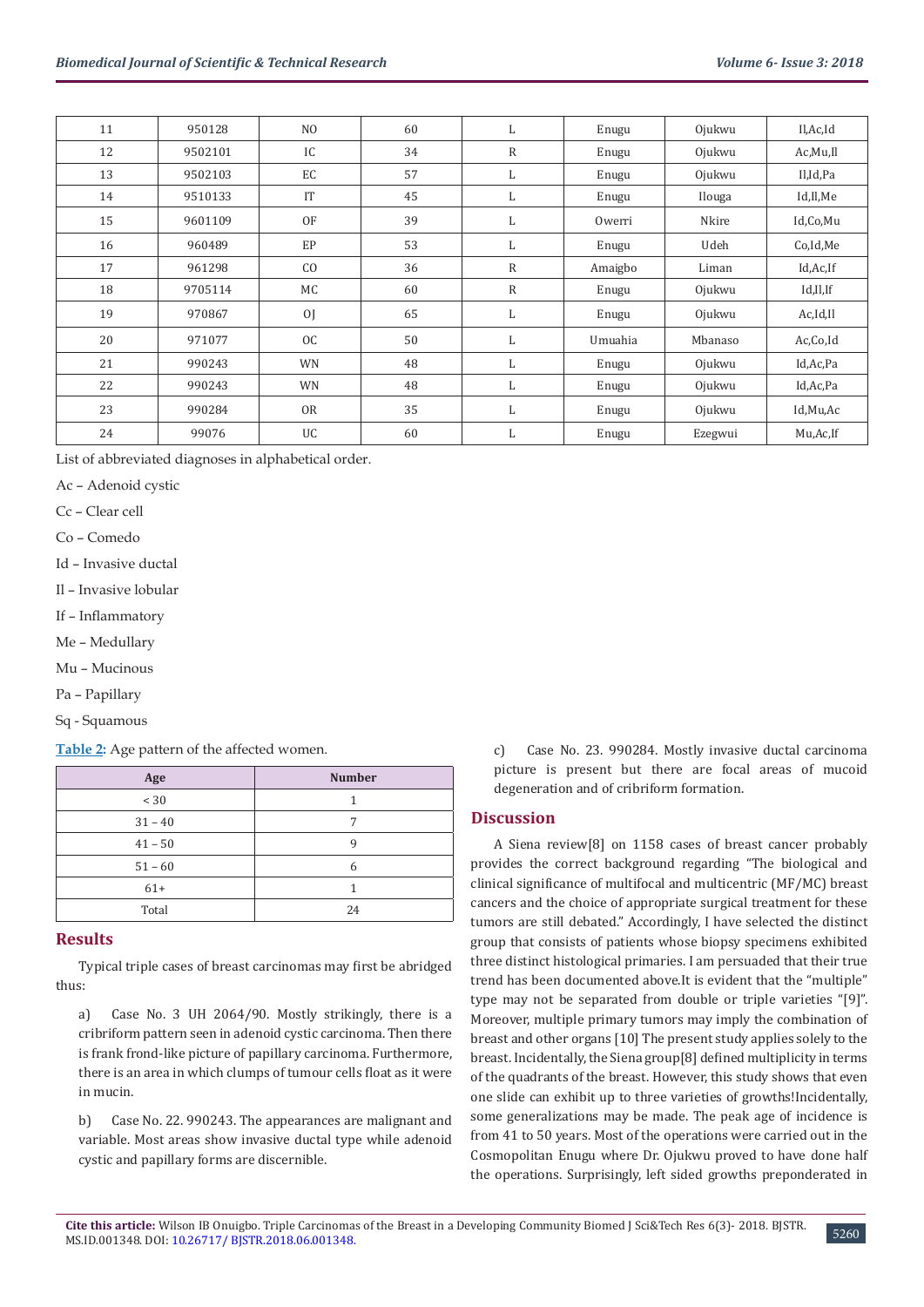| 11 | 950128 | NO | 60 | L | Enugu | Ojukwu | Il,Ac,Id |
|---|---|---|---|---|---|---|---|
| 12 | 9502101 | IC | 34 | R | Enugu | Ojukwu | Ac,Mu,Il |
| 13 | 9502103 | EC | 57 | L | Enugu | Ojukwu | Il,Id,Pa |
| 14 | 9510133 | IT | 45 | L | Enugu | Ilouga | Id,Il,Me |
| 15 | 9601109 | OF | 39 | L | Owerri | Nkire | Id,Co,Mu |
| 16 | 960489 | EP | 53 | L | Enugu | Udeh | Co,Id,Me |
| 17 | 961298 | CO | 36 | R | Amaigbo | Liman | Id,Ac,If |
| 18 | 9705114 | MC | 60 | R | Enugu | Ojukwu | Id,Il,If |
| 19 | 970867 | OJ | 65 | L | Enugu | Ojukwu | Ac,Id,Il |
| 20 | 971077 | OC | 50 | L | Umuahia | Mbanaso | Ac,Co,Id |
| 21 | 990243 | WN | 48 | L | Enugu | Ojukwu | Id,Ac,Pa |
| 22 | 990243 | WN | 48 | L | Enugu | Ojukwu | Id,Ac,Pa |
| 23 | 990284 | OR | 35 | L | Enugu | Ojukwu | Id,Mu,Ac |
| 24 | 99076 | UC | 60 | L | Enugu | Ezegwui | Mu,Ac,If |

List of abbreviated diagnoses in alphabetical order.

Ac – Adenoid cystic

Cc – Clear cell

Co – Comedo

Id – Invasive ductal

Il – Invasive lobular

If – Inflammatory

Me – Medullary

Mu – Mucinous

Pa – Papillary

Sq - Squamous

**Table 2:** Age pattern of the affected women.

| Age | Number |
|---|---|
| < 30 | 1 |
| 31 – 40 | 7 |
| 41 – 50 | 9 |
| 51 – 60 | 6 |
| 61+ | 1 |
| Total | 24 |

## Results

Typical triple cases of breast carcinomas may first be abridged thus:

a) Case No. 3 UH 2064/90. Mostly strikingly, there is a cribriform pattern seen in adenoid cystic carcinoma. Then there is frank frond-like picture of papillary carcinoma. Furthermore, there is an area in which clumps of tumour cells float as it were in mucin.

b) Case No. 22. 990243. The appearances are malignant and variable. Most areas show invasive ductal type while adenoid cystic and papillary forms are discernible.

c) Case No. 23. 990284. Mostly invasive ductal carcinoma picture is present but there are focal areas of mucoid degeneration and of cribriform formation.

## Discussion

A Siena review[8] on 1158 cases of breast cancer probably provides the correct background regarding "The biological and clinical significance of multifocal and multicentric (MF/MC) breast cancers and the choice of appropriate surgical treatment for these tumors are still debated." Accordingly, I have selected the distinct group that consists of patients whose biopsy specimens exhibited three distinct histological primaries. I am persuaded that their true trend has been documented above.It is evident that the "multiple" type may not be separated from double or triple varieties "[9]". Moreover, multiple primary tumors may imply the combination of breast and other organs [10] The present study applies solely to the breast. Incidentally, the Siena group[8] defined multiplicity in terms of the quadrants of the breast. However, this study shows that even one slide can exhibit up to three varieties of growths!Incidentally, some generalizations may be made. The peak age of incidence is from 41 to 50 years. Most of the operations were carried out in the Cosmopolitan Enugu where Dr. Ojukwu proved to have done half the operations. Surprisingly, left sided growths preponderated in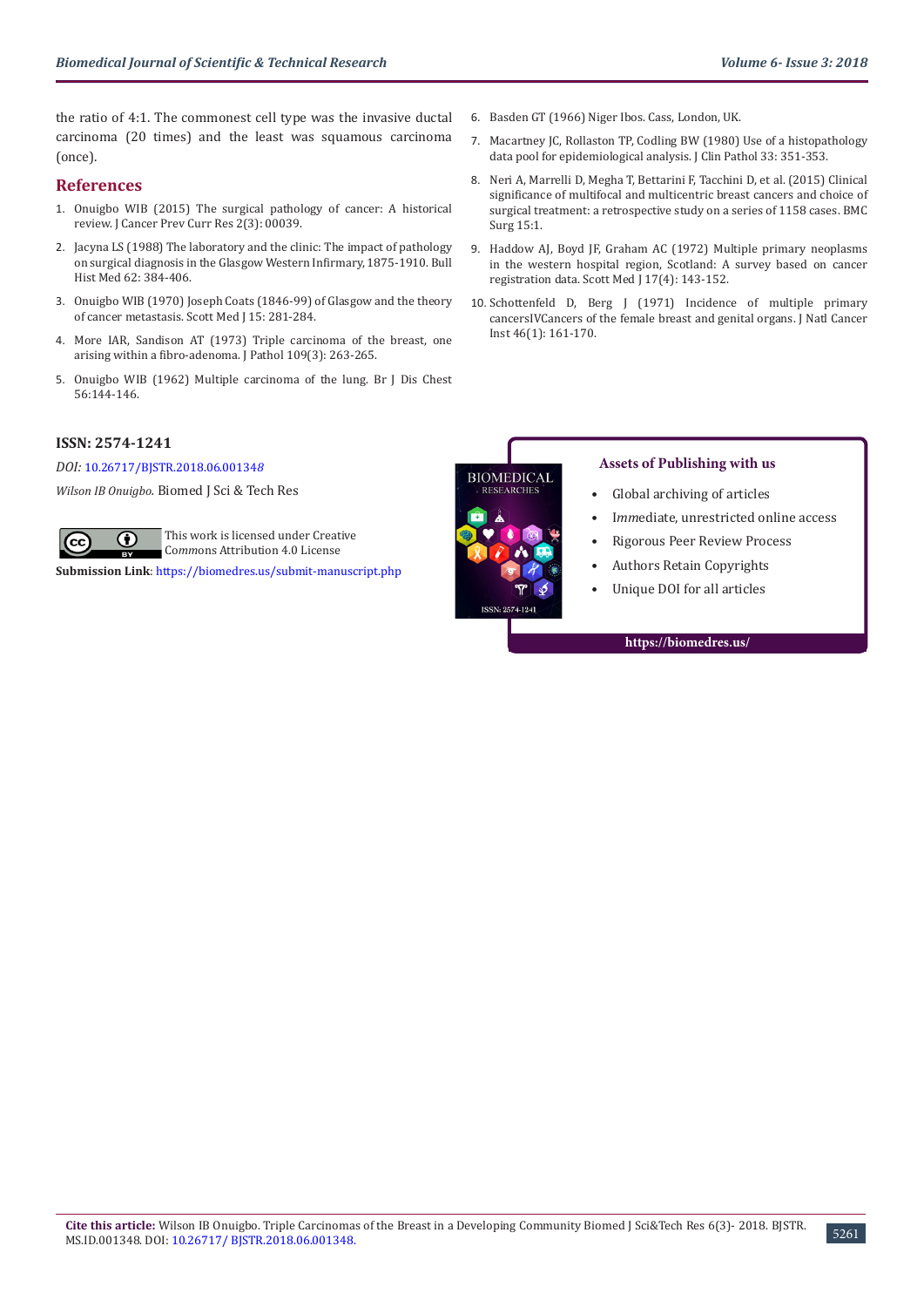the ratio of 4:1. The commonest cell type was the invasive ductal carcinoma (20 times) and the least was squamous carcinoma (once).

## References

1. Onuigbo WIB (2015) The surgical pathology of cancer: A historical review. J Cancer Prev Curr Res 2(3): 00039.
2. Jacyna LS (1988) The laboratory and the clinic: The impact of pathology on surgical diagnosis in the Glasgow Western Infirmary, 1875-1910. Bull Hist Med 62: 384-406.
3. Onuigbo WIB (1970) Joseph Coats (1846-99) of Glasgow and the theory of cancer metastasis. Scott Med J 15: 281-284.
4. More IAR, Sandison AT (1973) Triple carcinoma of the breast, one arising within a fibro-adenoma. J Pathol 109(3): 263-265.
5. Onuigbo WIB (1962) Multiple carcinoma of the lung. Br J Dis Chest 56:144-146.
6. Basden GT (1966) Niger Ibos. Cass, London, UK.
7. Macartney JC, Rollaston TP, Codling BW (1980) Use of a histopathology data pool for epidemiological analysis. J Clin Pathol 33: 351-353.
8. Neri A, Marrelli D, Megha T, Bettarini F, Tacchini D, et al. (2015) Clinical significance of multifocal and multicentric breast cancers and choice of surgical treatment: a retrospective study on a series of 1158 cases. BMC Surg 15:1.
9. Haddow AJ, Boyd JF, Graham AC (1972) Multiple primary neoplasms in the western hospital region, Scotland: A survey based on cancer registration data. Scott Med J 17(4): 143-152.
10. Schottenfeld D, Berg J (1971) Incidence of multiple primary cancersIVCancers of the female breast and genital organs. J Natl Cancer Inst 46(1): 161-170.

**ISSN: 2574-1241**

*DOI:* 10.26717/BJSTR.2018.06.001348

*Wilson IB Onuigbo.* Biomed J Sci & Tech Res

This work is licensed under Creative Commons Attribution 4.0 License

**Submission Link**: https://biomedres.us/submit-manuscript.php

**Assets of Publishing with us**

- Global archiving of articles
- Immediate, unrestricted online access
- Rigorous Peer Review Process
- Authors Retain Copyrights
- Unique DOI for all articles

**https://biomedres.us/**